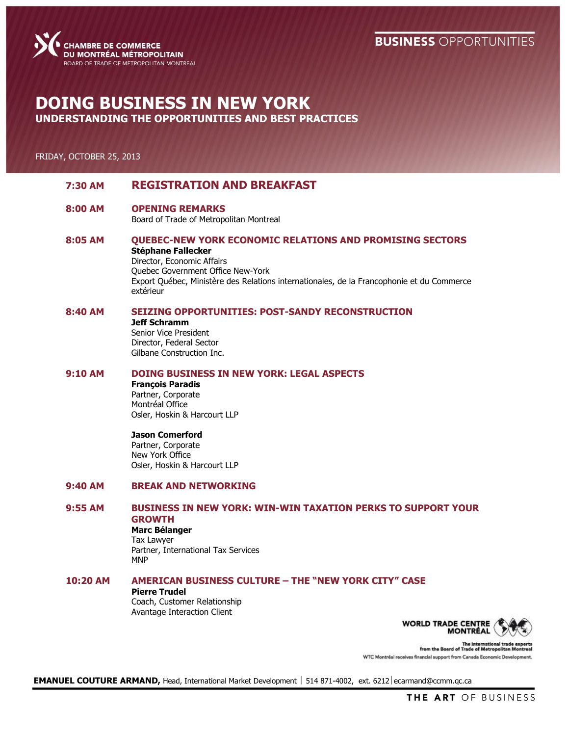CHAMBRE DE COMMERCE DU MONTRÉAL MÉTROPOLITAIN
BOARD OF TRADE OF METROPOLITAN MONTREAL

**BUSINESS** OPPORTUNITIES

# DOING BUSINESS IN NEW YORK

## UNDERSTANDING THE OPPORTUNITIES AND BEST PRACTICES

FRIDAY, OCTOBER 25, 2013

**7:30 AM** — **REGISTRATION AND BREAKFAST**

**8:00 AM** — **OPENING REMARKS**
Board of Trade of Metropolitan Montreal

**8:05 AM** — **QUEBEC-NEW YORK ECONOMIC RELATIONS AND PROMISING SECTORS**
**Stéphane Fallecker**
Director, Economic Affairs
Quebec Government Office New-York
Export Québec, Ministère des Relations internationales, de la Francophonie et du Commerce extérieur

**8:40 AM** — **SEIZING OPPORTUNITIES: POST-SANDY RECONSTRUCTION**
**Jeff Schramm**
Senior Vice President
Director, Federal Sector
Gilbane Construction Inc.

**9:10 AM** — **DOING BUSINESS IN NEW YORK: LEGAL ASPECTS**
**François Paradis**
Partner, Corporate
Montréal Office
Osler, Hoskin & Harcourt LLP

**Jason Comerford**
Partner, Corporate
New York Office
Osler, Hoskin & Harcourt LLP

**9:40 AM** — **BREAK AND NETWORKING**

**9:55 AM** — **BUSINESS IN NEW YORK: WIN-WIN TAXATION PERKS TO SUPPORT YOUR GROWTH**
**Marc Bélanger**
Tax Lawyer
Partner, International Tax Services
MNP

**10:20 AM** — **AMERICAN BUSINESS CULTURE – THE "NEW YORK CITY" CASE**
**Pierre Trudel**
Coach, Customer Relationship
Avantage Interaction Client

WORLD TRADE CENTRE MONTRÉAL
The international trade experts from the Board of Trade of Metropolitan Montreal
WTC Montréal receives financial support from Canada Economic Development.

**EMANUEL COUTURE ARMAND,** Head, International Market Development | 514 871-4002, ext. 6212 | ecarmand@ccmm.qc.ca

**THE ART** OF BUSINESS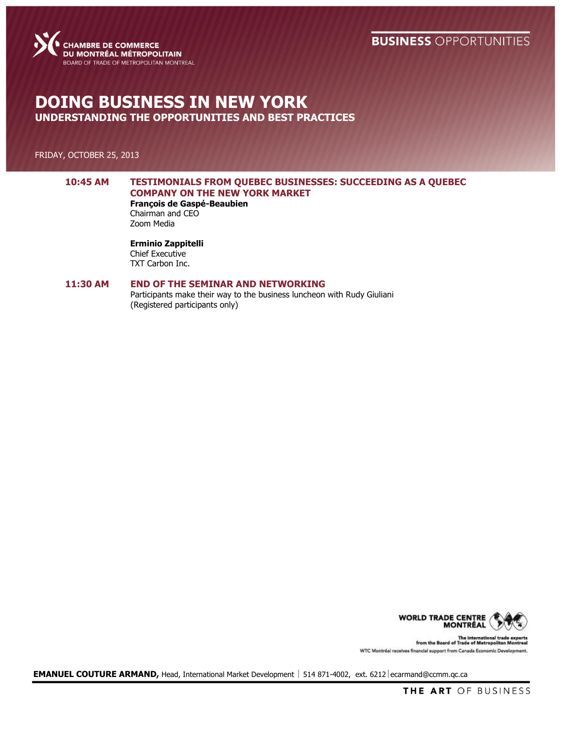CHAMBRE DE COMMERCE DU MONTRÉAL MÉTROPOLITAIN
BOARD OF TRADE OF METROPOLITAN MONTREAL

**BUSINESS** OPPORTUNITIES

# DOING BUSINESS IN NEW YORK

## UNDERSTANDING THE OPPORTUNITIES AND BEST PRACTICES

FRIDAY, OCTOBER 25, 2013

**10:45 AM** **TESTIMONIALS FROM QUEBEC BUSINESSES: SUCCEEDING AS A QUEBEC COMPANY ON THE NEW YORK MARKET**

**François de Gaspé-Beaubien**
Chairman and CEO
Zoom Media

**Erminio Zappitelli**
Chief Executive
TXT Carbon Inc.

**11:30 AM** **END OF THE SEMINAR AND NETWORKING**

Participants make their way to the business luncheon with Rudy Giuliani
(Registered participants only)

WORLD TRADE CENTRE MONTRÉAL
The international trade experts from the Board of Trade of Metropolitan Montreal
WTC Montréal receives financial support from Canada Economic Development.

**EMANUEL COUTURE ARMAND,** Head, International Market Development | 514 871-4002, ext. 6212 | ecarmand@ccmm.qc.ca

THE ART OF BUSINESS